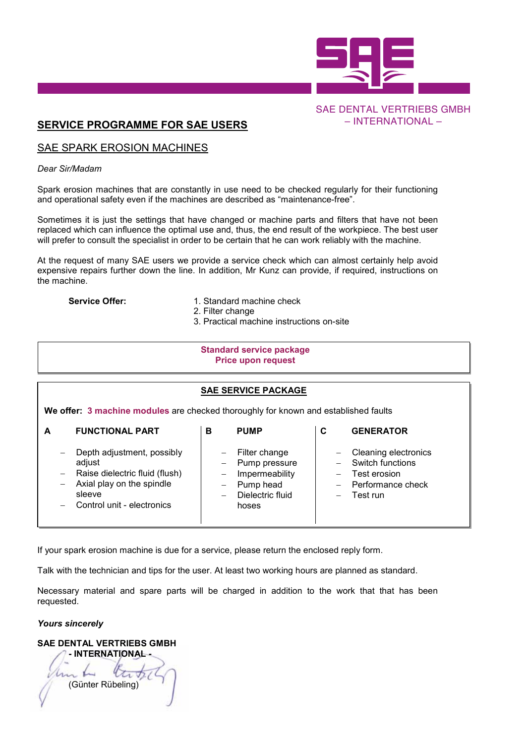SAE DENTAL VERTRIEBS GMBH
– INTERNATIONAL –

## SERVICE PROGRAMME FOR SAE USERS

### SAE SPARK EROSION MACHINES

*Dear Sir/Madam*

Spark erosion machines that are constantly in use need to be checked regularly for their functioning and operational safety even if the machines are described as "maintenance-free".

Sometimes it is just the settings that have changed or machine parts and filters that have not been replaced which can influence the optimal use and, thus, the end result of the workpiece. The best user will prefer to consult the specialist in order to be certain that he can work reliably with the machine.

At the request of many SAE users we provide a service check which can almost certainly help avoid expensive repairs further down the line. In addition, Mr Kunz can provide, if required, instructions on the machine.

**Service Offer:**

1. Standard machine check
2. Filter change
3. Practical machine instructions on-site

**Standard service package**
**Price upon request**

**SAE SERVICE PACKAGE**

**We offer: 3 machine modules** are checked thoroughly for known and established faults

| A | FUNCTIONAL PART | B | PUMP | C | GENERATOR |
|---|---|---|---|---|---|
| | – Depth adjustment, possibly adjust<br>– Raise dielectric fluid (flush)<br>– Axial play on the spindle sleeve<br>– Control unit - electronics | | – Filter change<br>– Pump pressure<br>– Impermeability<br>– Pump head<br>– Dielectric fluid hoses | | – Cleaning electronics<br>– Switch functions<br>– Test erosion<br>– Performance check<br>– Test run |

If your spark erosion machine is due for a service, please return the enclosed reply form.

Talk with the technician and tips for the user. At least two working hours are planned as standard.

Necessary material and spare parts will be charged in addition to the work that that has been requested.

***Yours sincerely***

**SAE DENTAL VERTRIEBS GMBH**
**- INTERNATIONAL -**

(Günter Rübeling)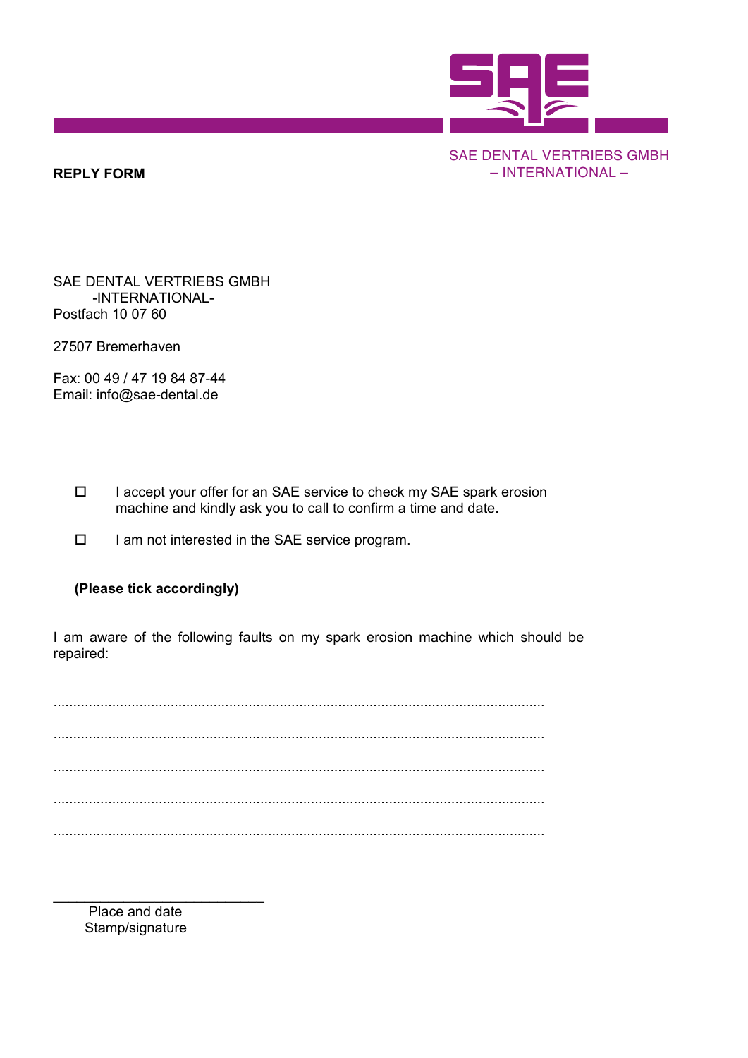SAE DENTAL VERTRIEBS GMBH
– INTERNATIONAL –

**REPLY FORM**

SAE DENTAL VERTRIEBS GMBH
-INTERNATIONAL-
Postfach 10 07 60

27507 Bremerhaven

Fax: 00 49 / 47 19 84 87-44
Email: info@sae-dental.de

- ☐ I accept your offer for an SAE service to check my SAE spark erosion machine and kindly ask you to call to confirm a time and date.
- ☐ I am not interested in the SAE service program.

**(Please tick accordingly)**

I am aware of the following faults on my spark erosion machine which should be repaired:

............................................................................................................................

............................................................................................................................

............................................................................................................................

............................................................................................................................

............................................................................................................................

______________________________
Place and date
Stamp/signature